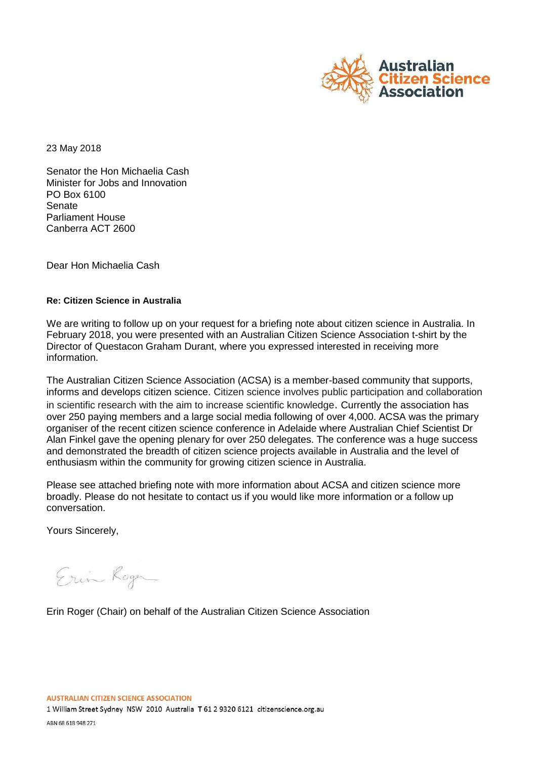Australian Citizen Science Association

23 May 2018

Senator the Hon Michaelia Cash
Minister for Jobs and Innovation
PO Box 6100
Senate
Parliament House
Canberra ACT 2600

Dear Hon Michaelia Cash

**Re: Citizen Science in Australia**

We are writing to follow up on your request for a briefing note about citizen science in Australia. In February 2018, you were presented with an Australian Citizen Science Association t-shirt by the Director of Questacon Graham Durant, where you expressed interested in receiving more information.

The Australian Citizen Science Association (ACSA) is a member-based community that supports, informs and develops citizen science. Citizen science involves public participation and collaboration in scientific research with the aim to increase scientific knowledge. Currently the association has over 250 paying members and a large social media following of over 4,000. ACSA was the primary organiser of the recent citizen science conference in Adelaide where Australian Chief Scientist Dr Alan Finkel gave the opening plenary for over 250 delegates. The conference was a huge success and demonstrated the breadth of citizen science projects available in Australia and the level of enthusiasm within the community for growing citizen science in Australia.

Please see attached briefing note with more information about ACSA and citizen science more broadly. Please do not hesitate to contact us if you would like more information or a follow up conversation.

Yours Sincerely,

Erin Roger

Erin Roger (Chair) on behalf of the Australian Citizen Science Association

AUSTRALIAN CITIZEN SCIENCE ASSOCIATION
1 William Street Sydney NSW 2010 Australia T 61 2 9320 6121 citizenscience.org.au
ABN 68 618 948 271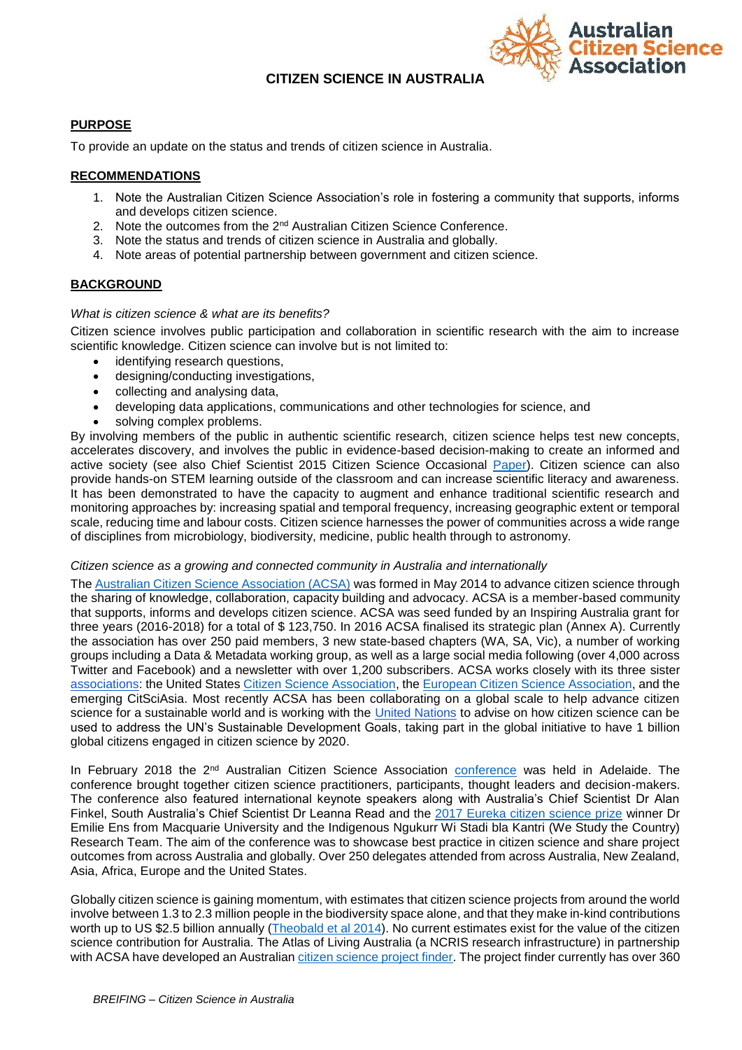# CITIZEN SCIENCE IN AUSTRALIA

## PURPOSE

To provide an update on the status and trends of citizen science in Australia.

## RECOMMENDATIONS

1. Note the Australian Citizen Science Association's role in fostering a community that supports, informs and develops citizen science.
2. Note the outcomes from the 2nd Australian Citizen Science Conference.
3. Note the status and trends of citizen science in Australia and globally.
4. Note areas of potential partnership between government and citizen science.

## BACKGROUND

*What is citizen science & what are its benefits?*

Citizen science involves public participation and collaboration in scientific research with the aim to increase scientific knowledge. Citizen science can involve but is not limited to:

- identifying research questions,
- designing/conducting investigations,
- collecting and analysing data,
- developing data applications, communications and other technologies for science, and
- solving complex problems.

By involving members of the public in authentic scientific research, citizen science helps test new concepts, accelerates discovery, and involves the public in evidence-based decision-making to create an informed and active society (see also Chief Scientist 2015 Citizen Science Occasional Paper). Citizen science can also provide hands-on STEM learning outside of the classroom and can increase scientific literacy and awareness. It has been demonstrated to have the capacity to augment and enhance traditional scientific research and monitoring approaches by: increasing spatial and temporal frequency, increasing geographic extent or temporal scale, reducing time and labour costs. Citizen science harnesses the power of communities across a wide range of disciplines from microbiology, biodiversity, medicine, public health through to astronomy.

*Citizen science as a growing and connected community in Australia and internationally*

The Australian Citizen Science Association (ACSA) was formed in May 2014 to advance citizen science through the sharing of knowledge, collaboration, capacity building and advocacy. ACSA is a member-based community that supports, informs and develops citizen science. ACSA was seed funded by an Inspiring Australia grant for three years (2016-2018) for a total of $ 123,750. In 2016 ACSA finalised its strategic plan (Annex A). Currently the association has over 250 paid members, 3 new state-based chapters (WA, SA, Vic), a number of working groups including a Data & Metadata working group, as well as a large social media following (over 4,000 across Twitter and Facebook) and a newsletter with over 1,200 subscribers. ACSA works closely with its three sister associations: the United States Citizen Science Association, the European Citizen Science Association, and the emerging CitSciAsia. Most recently ACSA has been collaborating on a global scale to help advance citizen science for a sustainable world and is working with the United Nations to advise on how citizen science can be used to address the UN's Sustainable Development Goals, taking part in the global initiative to have 1 billion global citizens engaged in citizen science by 2020.

In February 2018 the 2nd Australian Citizen Science Association conference was held in Adelaide. The conference brought together citizen science practitioners, participants, thought leaders and decision-makers. The conference also featured international keynote speakers along with Australia's Chief Scientist Dr Alan Finkel, South Australia's Chief Scientist Dr Leanna Read and the 2017 Eureka citizen science prize winner Dr Emilie Ens from Macquarie University and the Indigenous Ngukurr Wi Stadi bla Kantri (We Study the Country) Research Team. The aim of the conference was to showcase best practice in citizen science and share project outcomes from across Australia and globally. Over 250 delegates attended from across Australia, New Zealand, Asia, Africa, Europe and the United States.

Globally citizen science is gaining momentum, with estimates that citizen science projects from around the world involve between 1.3 to 2.3 million people in the biodiversity space alone, and that they make in-kind contributions worth up to US $2.5 billion annually (Theobald et al 2014). No current estimates exist for the value of the citizen science contribution for Australia. The Atlas of Living Australia (a NCRIS research infrastructure) in partnership with ACSA have developed an Australian citizen science project finder. The project finder currently has over 360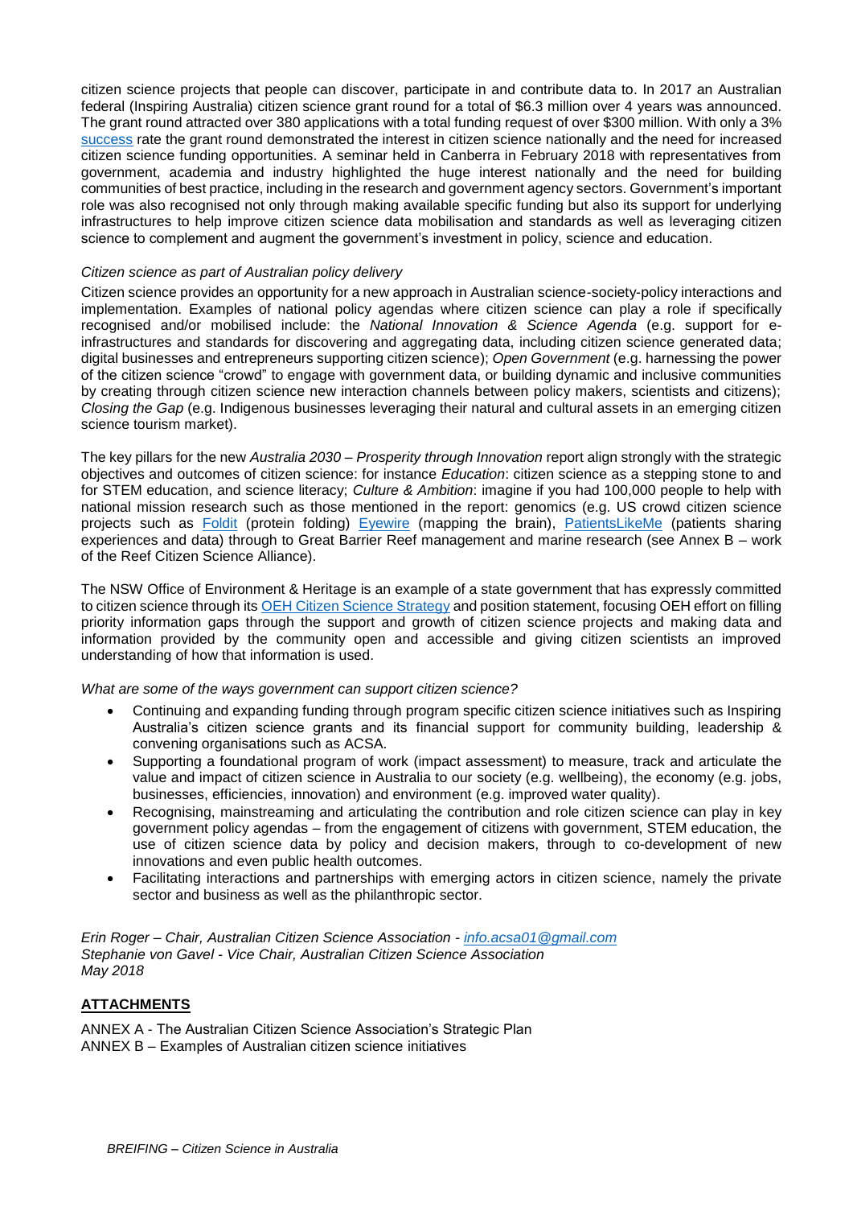citizen science projects that people can discover, participate in and contribute data to. In 2017 an Australian federal (Inspiring Australia) citizen science grant round for a total of $6.3 million over 4 years was announced. The grant round attracted over 380 applications with a total funding request of over $300 million. With only a 3% success rate the grant round demonstrated the interest in citizen science nationally and the need for increased citizen science funding opportunities. A seminar held in Canberra in February 2018 with representatives from government, academia and industry highlighted the huge interest nationally and the need for building communities of best practice, including in the research and government agency sectors. Government's important role was also recognised not only through making available specific funding but also its support for underlying infrastructures to help improve citizen science data mobilisation and standards as well as leveraging citizen science to complement and augment the government's investment in policy, science and education.

*Citizen science as part of Australian policy delivery*

Citizen science provides an opportunity for a new approach in Australian science-society-policy interactions and implementation. Examples of national policy agendas where citizen science can play a role if specifically recognised and/or mobilised include: the *National Innovation & Science Agenda* (e.g. support for e-infrastructures and standards for discovering and aggregating data, including citizen science generated data; digital businesses and entrepreneurs supporting citizen science); *Open Government* (e.g. harnessing the power of the citizen science "crowd" to engage with government data, or building dynamic and inclusive communities by creating through citizen science new interaction channels between policy makers, scientists and citizens); *Closing the Gap* (e.g. Indigenous businesses leveraging their natural and cultural assets in an emerging citizen science tourism market).

The key pillars for the new *Australia 2030 – Prosperity through Innovation* report align strongly with the strategic objectives and outcomes of citizen science: for instance *Education*: citizen science as a stepping stone to and for STEM education, and science literacy; *Culture & Ambition*: imagine if you had 100,000 people to help with national mission research such as those mentioned in the report: genomics (e.g. US crowd citizen science projects such as Foldit (protein folding) Eyewire (mapping the brain), PatientsLikeMe (patients sharing experiences and data) through to Great Barrier Reef management and marine research (see Annex B – work of the Reef Citizen Science Alliance).

The NSW Office of Environment & Heritage is an example of a state government that has expressly committed to citizen science through its OEH Citizen Science Strategy and position statement, focusing OEH effort on filling priority information gaps through the support and growth of citizen science projects and making data and information provided by the community open and accessible and giving citizen scientists an improved understanding of how that information is used.

*What are some of the ways government can support citizen science?*

- Continuing and expanding funding through program specific citizen science initiatives such as Inspiring Australia's citizen science grants and its financial support for community building, leadership & convening organisations such as ACSA.
- Supporting a foundational program of work (impact assessment) to measure, track and articulate the value and impact of citizen science in Australia to our society (e.g. wellbeing), the economy (e.g. jobs, businesses, efficiencies, innovation) and environment (e.g. improved water quality).
- Recognising, mainstreaming and articulating the contribution and role citizen science can play in key government policy agendas – from the engagement of citizens with government, STEM education, the use of citizen science data by policy and decision makers, through to co-development of new innovations and even public health outcomes.
- Facilitating interactions and partnerships with emerging actors in citizen science, namely the private sector and business as well as the philanthropic sector.

*Erin Roger – Chair, Australian Citizen Science Association - info.acsa01@gmail.com*
*Stephanie von Gavel - Vice Chair, Australian Citizen Science Association*
*May 2018*

**ATTACHMENTS**

ANNEX A - The Australian Citizen Science Association's Strategic Plan
ANNEX B – Examples of Australian citizen science initiatives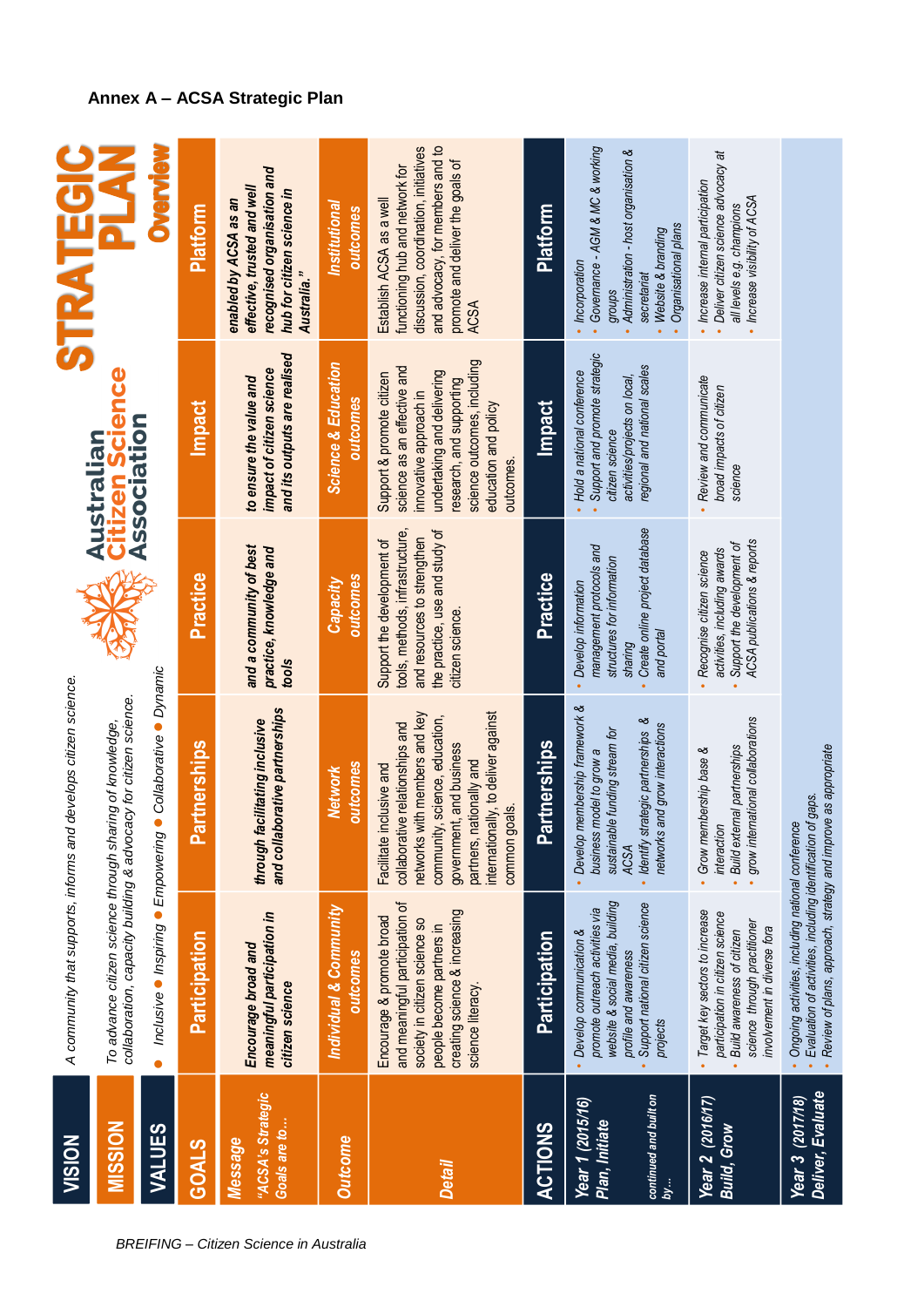## Annex A – ACSA Strategic Plan

**STRATEGIC PLAN Overview**

**Australian Citizen Science Association**

**VISION:** A community that supports, informs and develops citizen science.

**MISSION:** To advance citizen science through sharing of knowledge, collaboration, capacity building & advocacy for citizen science.

**VALUES:** Inclusive ● Inspiring ● Empowering ● Collaborative ● Dynamic

| GOALS | Participation | Partnerships | Practice | Impact | Platform |
|---|---|---|---|---|---|
| *Message* "ACSA's Strategic Goals are to…" | *Encourage broad and meaningful participation in citizen science* | *through facilitating inclusive and collaborative partnerships* | *and a community of best practice, knowledge and tools* | *to ensure the value and impact of citizen science and its outputs are realised* | *enabled by ACSA as an effective, trusted and well recognised organisation and hub for citizen science in Australia."* |
| *Outcome* | *Individual & Community outcomes* | *Network outcomes* | *Capacity outcomes* | *Science & Education outcomes* | *Institutional outcomes* |
| *Detail* | Encourage & promote broad and meaningful participation of society in citizen science so people become partners in creating science & increasing science literacy. | Facilitate inclusive and collaborative relationships and networks with members and key community, science, education, government, and business partners, nationally and internationally, to deliver against common goals. | Support the development of tools, methods, infrastructure, and resources to strengthen the practice, use and study of citizen science. | Support & promote citizen science as an effective and innovative approach in undertaking and delivering research, and supporting science outcomes, including education and policy outcomes. | Establish ACSA as a well functioning hub and network for discussion, coordination, initiatives and advocacy, for members and to promote and deliver the goals of ACSA |

| ACTIONS | Participation | Partnerships | Practice | Impact | Platform |
|---|---|---|---|---|---|
| *Year 1 (2015/16) Plan, Initiate* <br> continued and built on by… | • Develop communication & promote outreach activities via website & social media, building profile and awareness <br> • Support national citizen science projects | • Develop membership framework & business model to grow a sustainable funding stream for ACSA <br> • Identify strategic partnerships & networks and grow interactions | • Develop information management protocols and structures for information sharing <br> • Create online project database and portal | • Hold a national conference <br> • Support and promote strategic citizen science activities/projects on local, regional and national scales | • Incorporation <br> • Governance - AGM & MC & working groups <br> • Administration - host organisation & secretariat <br> • Website & branding <br> • Organisational plans |
| *Year 2 (2016/17) Build, Grow* | • Target key sectors to increase participation in citizen science <br> • Build awareness of citizen science through practitioner involvement in diverse fora | • Grow membership base & interaction <br> • Build external partnerships <br> • grow international collaborations | • Recognise citizen science activities, including awards <br> • Support the development of ACSA publications & reports | • Review and communicate broad impacts of citizen science | • Increase internal participation <br> • Deliver citizen science advocacy at all levels e.g. champions <br> • Increase visibility of ACSA |
| *Year 3 (2017/18) Deliver, Evaluate* | • Ongoing activities, including national conference <br> • Evaluation of activities, including identification of gaps. <br> • Review of plans, approach, strategy and improve as appropriate | | | | |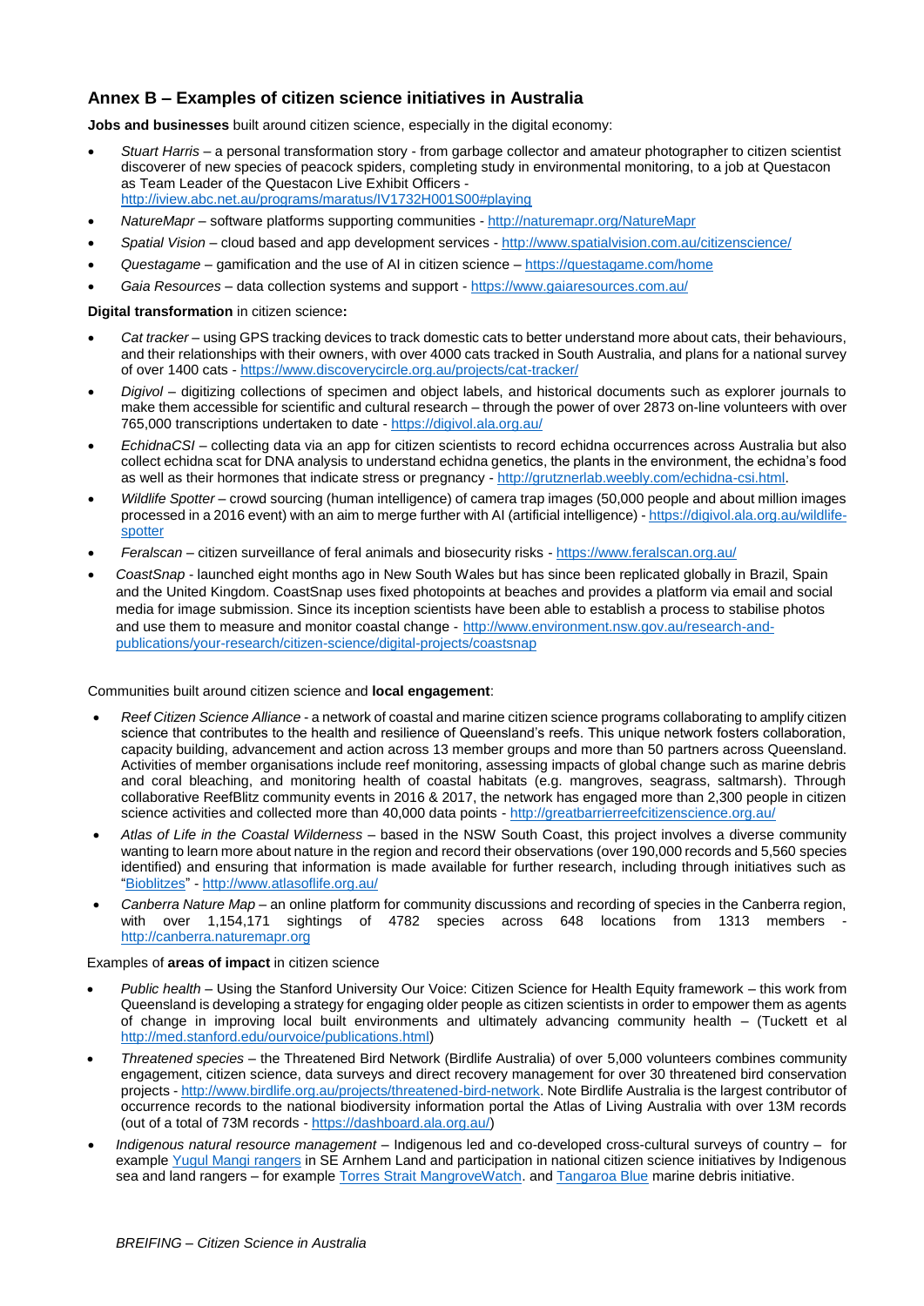## Annex B – Examples of citizen science initiatives in Australia

**Jobs and businesses** built around citizen science, especially in the digital economy:

- *Stuart Harris* – a personal transformation story - from garbage collector and amateur photographer to citizen scientist discoverer of new species of peacock spiders, completing study in environmental monitoring, to a job at Questacon as Team Leader of the Questacon Live Exhibit Officers - http://iview.abc.net.au/programs/maratus/IV1732H001S00#playing
- *NatureMapr* – software platforms supporting communities - http://naturemapr.org/NatureMapr
- *Spatial Vision* – cloud based and app development services - http://www.spatialvision.com.au/citizenscience/
- *Questagame* – gamification and the use of AI in citizen science – https://questagame.com/home
- *Gaia Resources* – data collection systems and support - https://www.gaiaresources.com.au/

**Digital transformation** in citizen science**:**

- *Cat tracker* – using GPS tracking devices to track domestic cats to better understand more about cats, their behaviours, and their relationships with their owners, with over 4000 cats tracked in South Australia, and plans for a national survey of over 1400 cats - https://www.discoverycircle.org.au/projects/cat-tracker/
- *Digivol* – digitizing collections of specimen and object labels, and historical documents such as explorer journals to make them accessible for scientific and cultural research – through the power of over 2873 on-line volunteers with over 765,000 transcriptions undertaken to date - https://digivol.ala.org.au/
- *EchidnaCSI* – collecting data via an app for citizen scientists to record echidna occurrences across Australia but also collect echidna scat for DNA analysis to understand echidna genetics, the plants in the environment, the echidna's food as well as their hormones that indicate stress or pregnancy - http://grutznerlab.weebly.com/echidna-csi.html.
- *Wildlife Spotter* – crowd sourcing (human intelligence) of camera trap images (50,000 people and about million images processed in a 2016 event) with an aim to merge further with AI (artificial intelligence) - https://digivol.ala.org.au/wildlife-spotter
- *Feralscan* – citizen surveillance of feral animals and biosecurity risks - https://www.feralscan.org.au/
- *CoastSnap* - launched eight months ago in New South Wales but has since been replicated globally in Brazil, Spain and the United Kingdom. CoastSnap uses fixed photopoints at beaches and provides a platform via email and social media for image submission. Since its inception scientists have been able to establish a process to stabilise photos and use them to measure and monitor coastal change - http://www.environment.nsw.gov.au/research-and-publications/your-research/citizen-science/digital-projects/coastsnap

Communities built around citizen science and **local engagement**:

- *Reef Citizen Science Alliance* - a network of coastal and marine citizen science programs collaborating to amplify citizen science that contributes to the health and resilience of Queensland's reefs. This unique network fosters collaboration, capacity building, advancement and action across 13 member groups and more than 50 partners across Queensland. Activities of member organisations include reef monitoring, assessing impacts of global change such as marine debris and coral bleaching, and monitoring health of coastal habitats (e.g. mangroves, seagrass, saltmarsh). Through collaborative ReefBlitz community events in 2016 & 2017, the network has engaged more than 2,300 people in citizen science activities and collected more than 40,000 data points - http://greatbarrierreefcitizenscience.org.au/
- *Atlas of Life in the Coastal Wilderness* – based in the NSW South Coast, this project involves a diverse community wanting to learn more about nature in the region and record their observations (over 190,000 records and 5,560 species identified) and ensuring that information is made available for further research, including through initiatives such as "Bioblitzes" - http://www.atlasoflife.org.au/
- *Canberra Nature Map* – an online platform for community discussions and recording of species in the Canberra region, with over 1,154,171 sightings of 4782 species across 648 locations from 1313 members - http://canberra.naturemapr.org

Examples of **areas of impact** in citizen science

- *Public health* – Using the Stanford University Our Voice: Citizen Science for Health Equity framework – this work from Queensland is developing a strategy for engaging older people as citizen scientists in order to empower them as agents of change in improving local built environments and ultimately advancing community health – (Tuckett et al http://med.stanford.edu/ourvoice/publications.html)
- *Threatened species* – the Threatened Bird Network (Birdlife Australia) of over 5,000 volunteers combines community engagement, citizen science, data surveys and direct recovery management for over 30 threatened bird conservation projects - http://www.birdlife.org.au/projects/threatened-bird-network. Note Birdlife Australia is the largest contributor of occurrence records to the national biodiversity information portal the Atlas of Living Australia with over 13M records (out of a total of 73M records - https://dashboard.ala.org.au/)
- *Indigenous natural resource management* – Indigenous led and co-developed cross-cultural surveys of country – for example Yugul Mangi rangers in SE Arnhem Land and participation in national citizen science initiatives by Indigenous sea and land rangers – for example Torres Strait MangroveWatch. and Tangaroa Blue marine debris initiative.